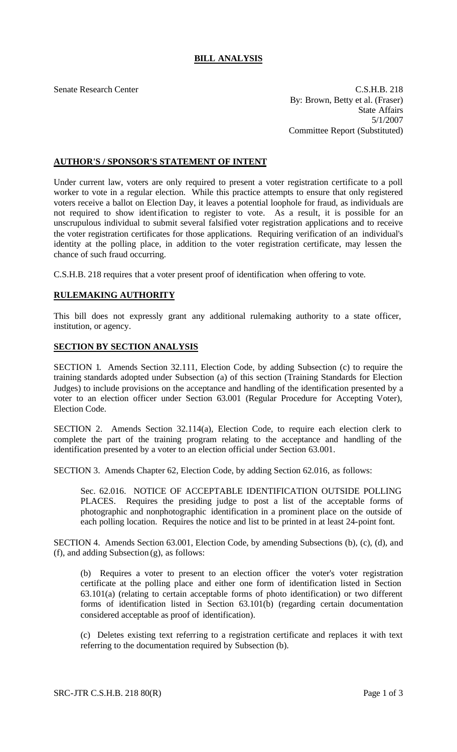# BILL ANALYSIS

Senate Research Center

C.S.H.B. 218
By: Brown, Betty et al. (Fraser)
State Affairs
5/1/2007
Committee Report (Substituted)

## AUTHOR'S / SPONSOR'S STATEMENT OF INTENT

Under current law, voters are only required to present a voter registration certificate to a poll worker to vote in a regular election. While this practice attempts to ensure that only registered voters receive a ballot on Election Day, it leaves a potential loophole for fraud, as individuals are not required to show identification to register to vote. As a result, it is possible for an unscrupulous individual to submit several falsified voter registration applications and to receive the voter registration certificates for those applications. Requiring verification of an individual's identity at the polling place, in addition to the voter registration certificate, may lessen the chance of such fraud occurring.

C.S.H.B. 218 requires that a voter present proof of identification when offering to vote.

## RULEMAKING AUTHORITY

This bill does not expressly grant any additional rulemaking authority to a state officer, institution, or agency.

## SECTION BY SECTION ANALYSIS

SECTION 1. Amends Section 32.111, Election Code, by adding Subsection (c) to require the training standards adopted under Subsection (a) of this section (Training Standards for Election Judges) to include provisions on the acceptance and handling of the identification presented by a voter to an election officer under Section 63.001 (Regular Procedure for Accepting Voter), Election Code.

SECTION 2. Amends Section 32.114(a), Election Code, to require each election clerk to complete the part of the training program relating to the acceptance and handling of the identification presented by a voter to an election official under Section 63.001.

SECTION 3. Amends Chapter 62, Election Code, by adding Section 62.016, as follows:

Sec. 62.016. NOTICE OF ACCEPTABLE IDENTIFICATION OUTSIDE POLLING PLACES. Requires the presiding judge to post a list of the acceptable forms of photographic and nonphotographic identification in a prominent place on the outside of each polling location. Requires the notice and list to be printed in at least 24-point font.

SECTION 4. Amends Section 63.001, Election Code, by amending Subsections (b), (c), (d), and (f), and adding Subsection (g), as follows:

(b) Requires a voter to present to an election officer the voter's voter registration certificate at the polling place and either one form of identification listed in Section 63.101(a) (relating to certain acceptable forms of photo identification) or two different forms of identification listed in Section 63.101(b) (regarding certain documentation considered acceptable as proof of identification).

(c) Deletes existing text referring to a registration certificate and replaces it with text referring to the documentation required by Subsection (b).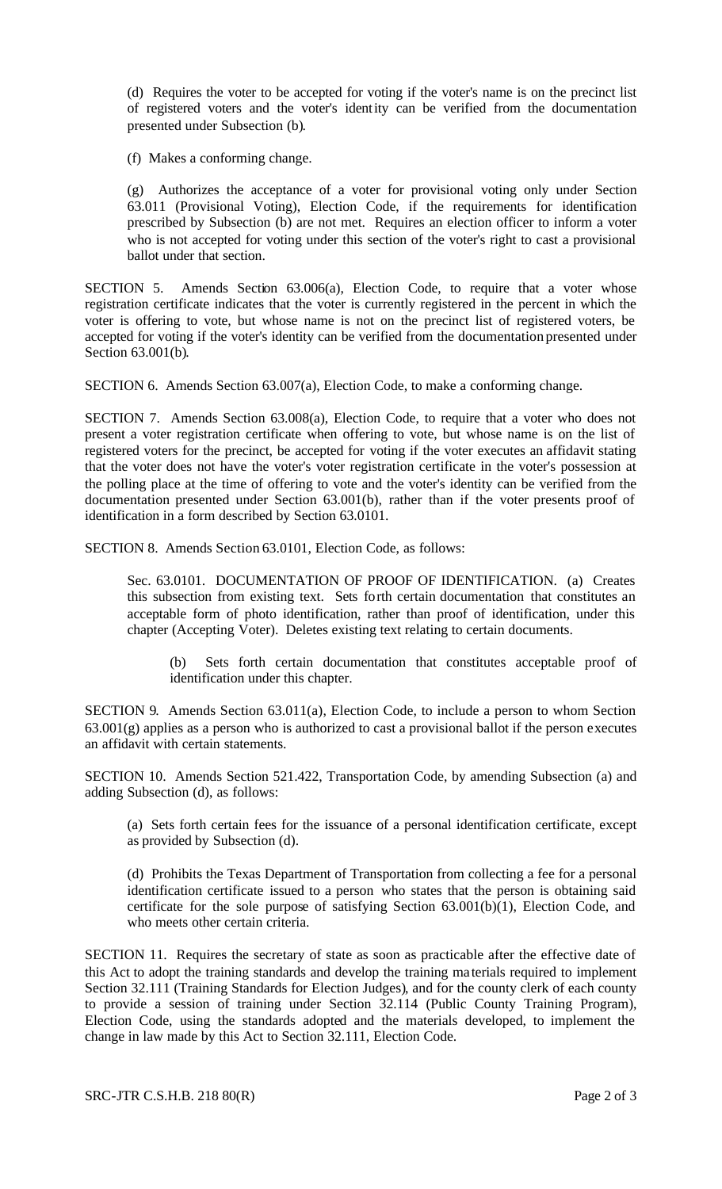(d) Requires the voter to be accepted for voting if the voter's name is on the precinct list of registered voters and the voter's identity can be verified from the documentation presented under Subsection (b).

(f) Makes a conforming change.

(g) Authorizes the acceptance of a voter for provisional voting only under Section 63.011 (Provisional Voting), Election Code, if the requirements for identification prescribed by Subsection (b) are not met. Requires an election officer to inform a voter who is not accepted for voting under this section of the voter's right to cast a provisional ballot under that section.

SECTION 5. Amends Section 63.006(a), Election Code, to require that a voter whose registration certificate indicates that the voter is currently registered in the percent in which the voter is offering to vote, but whose name is not on the precinct list of registered voters, be accepted for voting if the voter's identity can be verified from the documentation presented under Section 63.001(b).

SECTION 6. Amends Section 63.007(a), Election Code, to make a conforming change.

SECTION 7. Amends Section 63.008(a), Election Code, to require that a voter who does not present a voter registration certificate when offering to vote, but whose name is on the list of registered voters for the precinct, be accepted for voting if the voter executes an affidavit stating that the voter does not have the voter's voter registration certificate in the voter's possession at the polling place at the time of offering to vote and the voter's identity can be verified from the documentation presented under Section 63.001(b), rather than if the voter presents proof of identification in a form described by Section 63.0101.

SECTION 8. Amends Section 63.0101, Election Code, as follows:

Sec. 63.0101. DOCUMENTATION OF PROOF OF IDENTIFICATION. (a) Creates this subsection from existing text. Sets forth certain documentation that constitutes an acceptable form of photo identification, rather than proof of identification, under this chapter (Accepting Voter). Deletes existing text relating to certain documents.

(b) Sets forth certain documentation that constitutes acceptable proof of identification under this chapter.

SECTION 9. Amends Section 63.011(a), Election Code, to include a person to whom Section 63.001(g) applies as a person who is authorized to cast a provisional ballot if the person executes an affidavit with certain statements.

SECTION 10. Amends Section 521.422, Transportation Code, by amending Subsection (a) and adding Subsection (d), as follows:

(a) Sets forth certain fees for the issuance of a personal identification certificate, except as provided by Subsection (d).

(d) Prohibits the Texas Department of Transportation from collecting a fee for a personal identification certificate issued to a person who states that the person is obtaining said certificate for the sole purpose of satisfying Section 63.001(b)(1), Election Code, and who meets other certain criteria.

SECTION 11. Requires the secretary of state as soon as practicable after the effective date of this Act to adopt the training standards and develop the training materials required to implement Section 32.111 (Training Standards for Election Judges), and for the county clerk of each county to provide a session of training under Section 32.114 (Public County Training Program), Election Code, using the standards adopted and the materials developed, to implement the change in law made by this Act to Section 32.111, Election Code.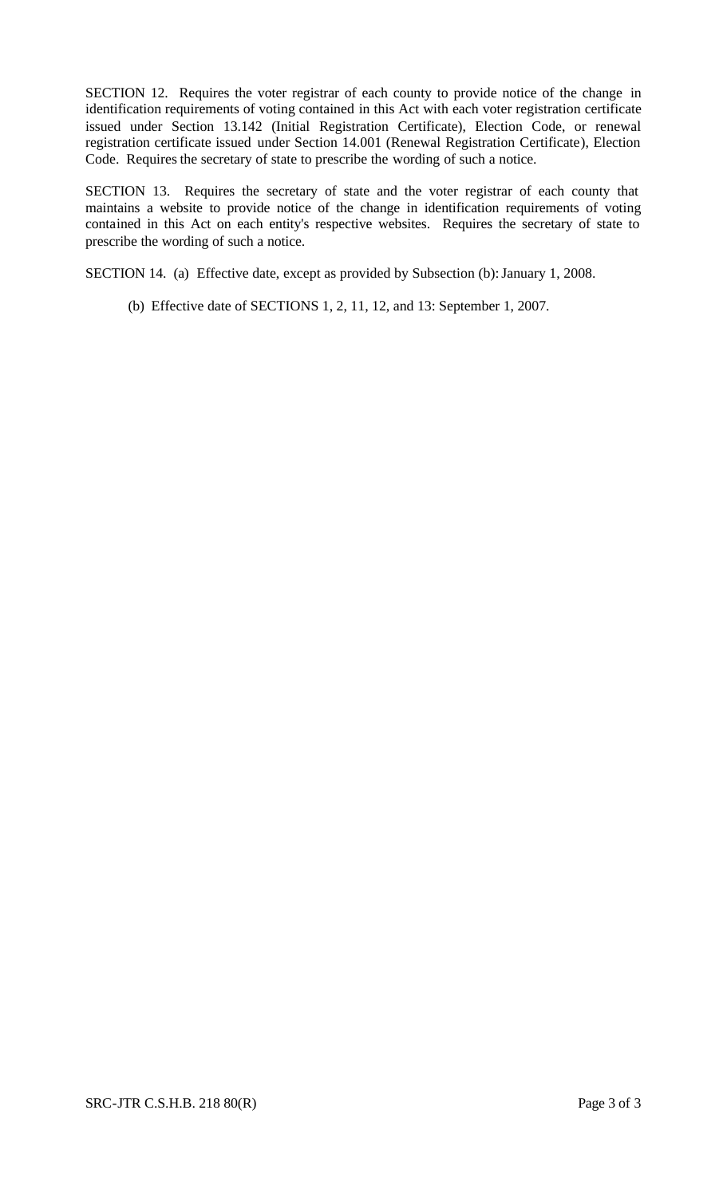SECTION 12. Requires the voter registrar of each county to provide notice of the change in identification requirements of voting contained in this Act with each voter registration certificate issued under Section 13.142 (Initial Registration Certificate), Election Code, or renewal registration certificate issued under Section 14.001 (Renewal Registration Certificate), Election Code. Requires the secretary of state to prescribe the wording of such a notice.

SECTION 13. Requires the secretary of state and the voter registrar of each county that maintains a website to provide notice of the change in identification requirements of voting contained in this Act on each entity's respective websites. Requires the secretary of state to prescribe the wording of such a notice.

SECTION 14. (a) Effective date, except as provided by Subsection (b): January 1, 2008.

(b) Effective date of SECTIONS 1, 2, 11, 12, and 13: September 1, 2007.